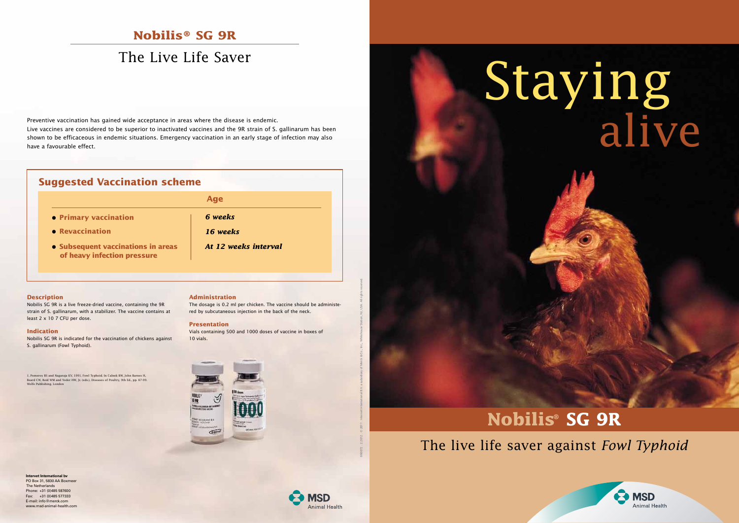# Nobilis® SG 9R

## The Live Life Saver

Preventive vaccination has gained wide acceptance in areas where the disease is endemic.
Live vaccines are considered to be superior to inactivated vaccines and the 9R strain of S. gallinarum has been shown to be efficaceous in endemic situations. Emergency vaccination in an early stage of infection may also have a favourable effect.

## Suggested Vaccination scheme

| | Age |
|---|---|
| • **Primary vaccination** | ***6 weeks*** |
| • **Revaccination** | ***16 weeks*** |
| • **Subsequent vaccinations in areas of heavy infection pressure** | ***At 12 weeks interval*** |

### Description

Nobilis SG 9R is a live freeze-dried vaccine, containing the 9R strain of S. gallinarum, with a stabilizer. The vaccine contains at least 2 x 10 7 CFU per dose.

### Indication

Nobilis SG 9R is indicated for the vaccination of chickens against S. gallinarum (Fowl Typhoid).

1. Pomeroy BS and Nagaraja KV, 1991. Fowl Typhoid. In Calnek BW, John Barnes H, Beard CW, Reid WM and Yoder HW, Jr. (eds.), Diseases of Poultry, 9th Ed., pp. 87-99. Wolfe Publishing. London

### Administration

The dosage is 0.2 ml per chicken. The vaccine should be administered by subcutaneous injection in the back of the neck.

### Presentation

Vials containing 500 and 1000 doses of vaccine in boxes of 10 vials.

**Intervet International bv**
PO Box 31, 5830 AA Boxmeer
The Netherlands
Phone: +31 (0)485 587600
Fax: +31 (0)485 577333
E-mail: info@merck.com
www.msd-animal-health.com

MSD Animal Health

# Staying alive

# Nobilis® SG 9R

The live life saver against *Fowl Typhoid*

MSD Animal Health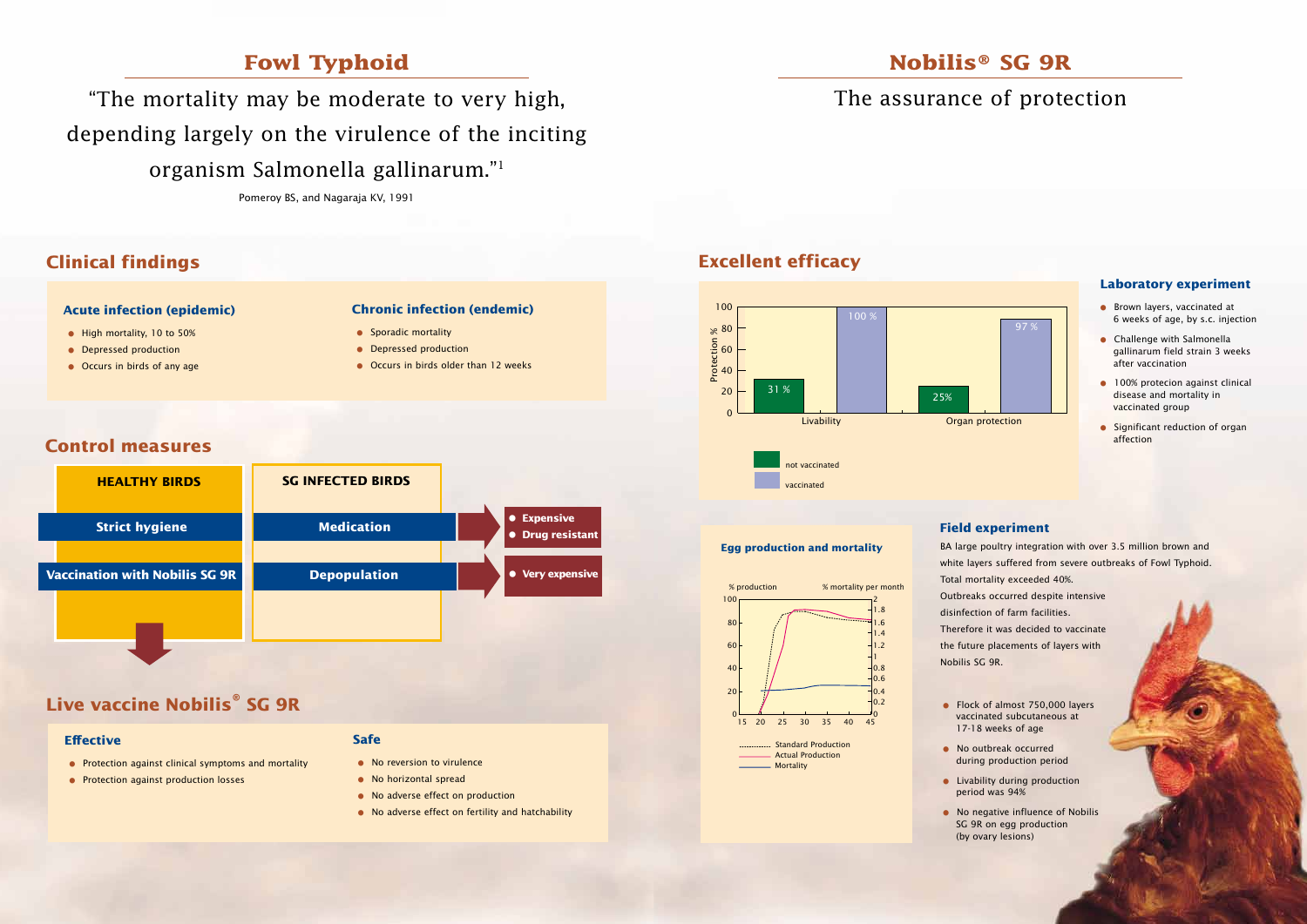# Fowl Typhoid

"The mortality may be moderate to very high, depending largely on the virulence of the inciting organism Salmonella gallinarum."[1]

Pomeroy BS, and Nagaraja KV, 1991

## Clinical findings

### Acute infection (epidemic)

- High mortality, 10 to 50%
- Depressed production
- Occurs in birds of any age

### Chronic infection (endemic)

- Sporadic mortality
- Depressed production
- Occurs in birds older than 12 weeks

## Control measures

| HEALTHY BIRDS | SG INFECTED BIRDS | |
|---|---|---|
| Strict hygiene | Medication | • Expensive • Drug resistant |
| Vaccination with Nobilis SG 9R | Depopulation | • Very expensive |

## Live vaccine Nobilis® SG 9R

### Effective

- Protection against clinical symptoms and mortality
- Protection against production losses

### Safe

- No reversion to virulence
- No horizontal spread
- No adverse effect on production
- No adverse effect on fertility and hatchability

# Nobilis® SG 9R

The assurance of protection

## Excellent efficacy

Protection %

100
80
60
40
20
0

31 %
100 %
25%
97 %

Livability
Organ protection

not vaccinated
vaccinated

### Laboratory experiment

- Brown layers, vaccinated at 6 weeks of age, by s.c. injection
- Challenge with Salmonella gallinarum field strain 3 weeks after vaccination
- 100% protecion against clinical disease and mortality in vaccinated group
- Significant reduction of organ affection

### Egg production and mortality

% production
% mortality per month

100
80
60
40
20
0

2
1.8
1.6
1.4
1.2
1
0.8
0.6
0.4
0.2
0

15 20 25 30 35 40 45

Standard Production
Actual Production
Mortality

### Field experiment

BA large poultry integration with over 3.5 million brown and white layers suffered from severe outbreaks of Fowl Typhoid. Total mortality exceeded 40%. Outbreaks occurred despite intensive disinfection of farm facilities. Therefore it was decided to vaccinate the future placements of layers with Nobilis SG 9R.

- Flock of almost 750,000 layers vaccinated subcutaneous at 17-18 weeks of age
- No outbreak occurred during production period
- Livability during production period was 94%
- No negative influence of Nobilis SG 9R on egg production (by ovary lesions)